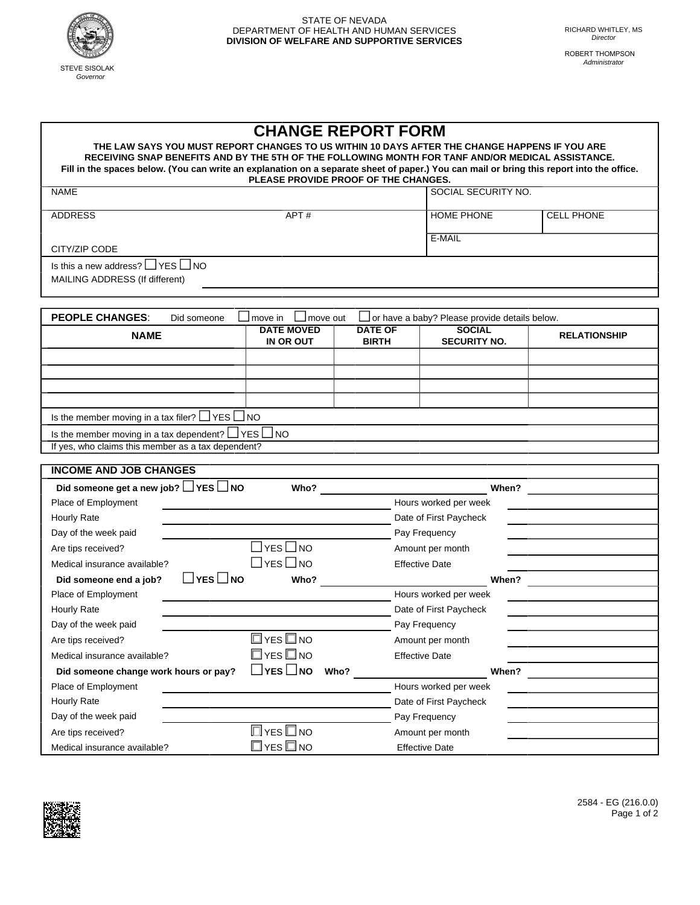STATE OF NEVADA
DEPARTMENT OF HEALTH AND HUMAN SERVICES
**DIVISION OF WELFARE AND SUPPORTIVE SERVICES**

STEVE SISOLAK
*Governor*

RICHARD WHITLEY, MS
*Director*

ROBERT THOMPSON
*Administrator*

# CHANGE REPORT FORM

**THE LAW SAYS YOU MUST REPORT CHANGES TO US WITHIN 10 DAYS AFTER THE CHANGE HAPPENS IF YOU ARE RECEIVING SNAP BENEFITS AND BY THE 5TH OF THE FOLLOWING MONTH FOR TANF AND/OR MEDICAL ASSISTANCE.**

**Fill in the spaces below. (You can write an explanation on a separate sheet of paper.) You can mail or bring this report into the office.**

**PLEASE PROVIDE PROOF OF THE CHANGES.**

| NAME | | SOCIAL SECURITY NO. | |
|---|---|---|---|
| ADDRESS | APT # | HOME PHONE | CELL PHONE |
| CITY/ZIP CODE | | E-MAIL | |

Is this a new address? ☐ YES ☐ NO

MAILING ADDRESS (If different) ______________________

**PEOPLE CHANGES**: Did someone ☐ move in ☐ move out ☐ or have a baby? Please provide details below.

| NAME | DATE MOVED IN OR OUT | DATE OF BIRTH | SOCIAL SECURITY NO. | RELATIONSHIP |
|---|---|---|---|---|
| | | | | |
| | | | | |
| | | | | |
| | | | | |

Is the member moving in a tax filer? ☐ YES ☐ NO

Is the member moving in a tax dependent? ☐ YES ☐ NO

If yes, who claims this member as a tax dependent?

**INCOME AND JOB CHANGES**

**Did someone get a new job?** ☐ **YES** ☐ **NO** **Who?** ______________ **When?** ______________

| | | | |
|---|---|---|---|
| Place of Employment | | Hours worked per week | |
| Hourly Rate | | Date of First Paycheck | |
| Day of the week paid | | Pay Frequency | |
| Are tips received? | ☐ YES ☐ NO | Amount per month | |
| Medical insurance available? | ☐ YES ☐ NO | Effective Date | |

**Did someone end a job?** ☐ **YES** ☐ **NO** **Who?** ______________ **When?** ______________

| | | | |
|---|---|---|---|
| Place of Employment | | Hours worked per week | |
| Hourly Rate | | Date of First Paycheck | |
| Day of the week paid | | Pay Frequency | |
| Are tips received? | ☐ YES ☐ NO | Amount per month | |
| Medical insurance available? | ☐ YES ☐ NO | Effective Date | |

**Did someone change work hours or pay?** ☐ **YES** ☐ **NO** **Who?** ______________ **When?** ______________

| | | | |
|---|---|---|---|
| Place of Employment | | Hours worked per week | |
| Hourly Rate | | Date of First Paycheck | |
| Day of the week paid | | Pay Frequency | |
| Are tips received? | ☐ YES ☐ NO | Amount per month | |
| Medical insurance available? | ☐ YES ☐ NO | Effective Date | |

2584 - EG (216.0.0)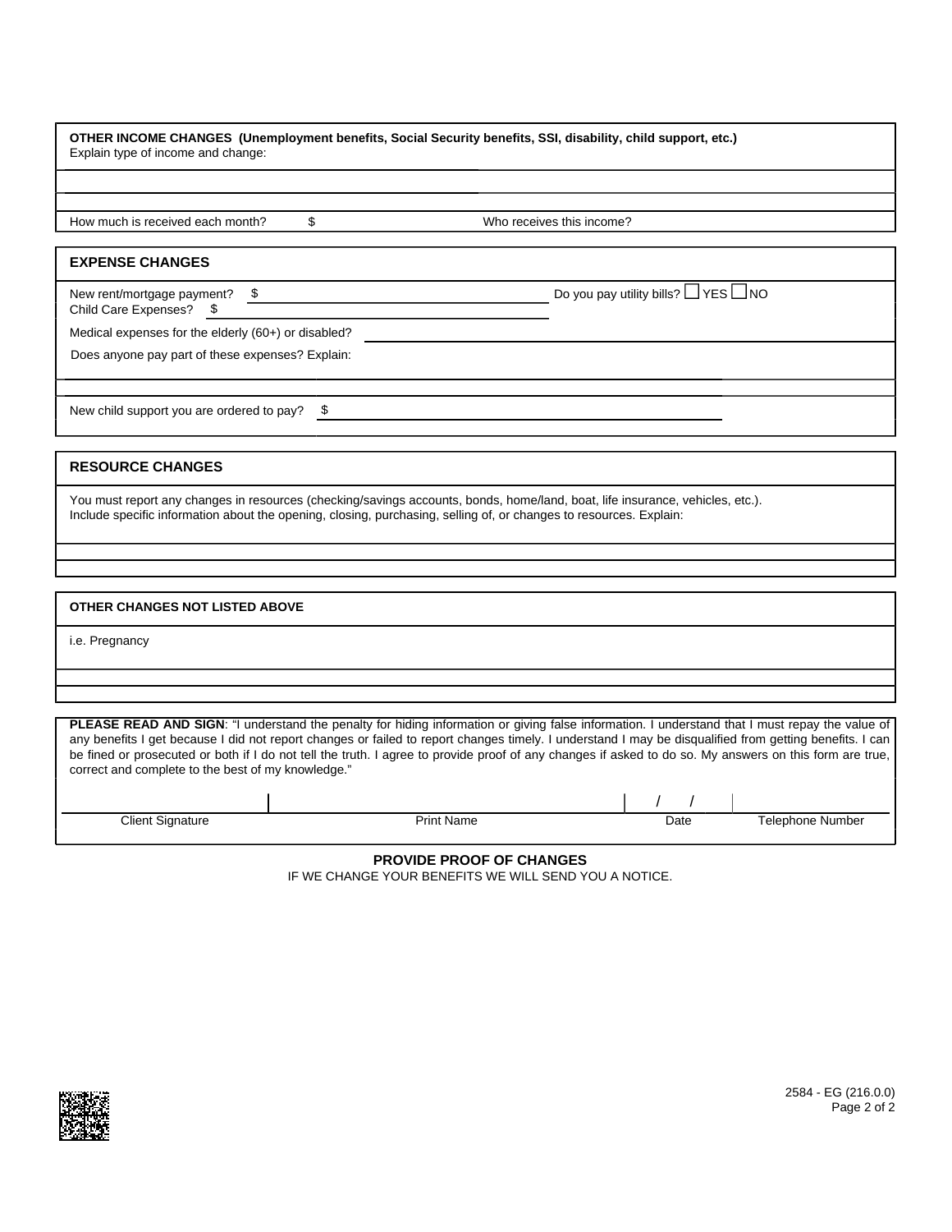**OTHER INCOME CHANGES (Unemployment benefits, Social Security benefits, SSI, disability, child support, etc.)**

Explain type of income and change:

How much is received each month? $ Who receives this income?

## EXPENSE CHANGES

New rent/mortgage payment? $ Do you pay utility bills? ☐ YES ☐ NO

Child Care Expenses? $

Medical expenses for the elderly (60+) or disabled?

Does anyone pay part of these expenses? Explain:

New child support you are ordered to pay? $

## RESOURCE CHANGES

You must report any changes in resources (checking/savings accounts, bonds, home/land, boat, life insurance, vehicles, etc.). Include specific information about the opening, closing, purchasing, selling of, or changes to resources. Explain:

**OTHER CHANGES NOT LISTED ABOVE**

i.e. Pregnancy

**PLEASE READ AND SIGN**: "I understand the penalty for hiding information or giving false information. I understand that I must repay the value of any benefits I get because I did not report changes or failed to report changes timely. I understand I may be disqualified from getting benefits. I can be fined or prosecuted or both if I do not tell the truth. I agree to provide proof of any changes if asked to do so. My answers on this form are true, correct and complete to the best of my knowledge."

| | | | |
|---|---|---|---|
| | | / / | |
| Client Signature | Print Name | Date | Telephone Number |

**PROVIDE PROOF OF CHANGES**

IF WE CHANGE YOUR BENEFITS WE WILL SEND YOU A NOTICE.

2584 - EG (216.0.0)